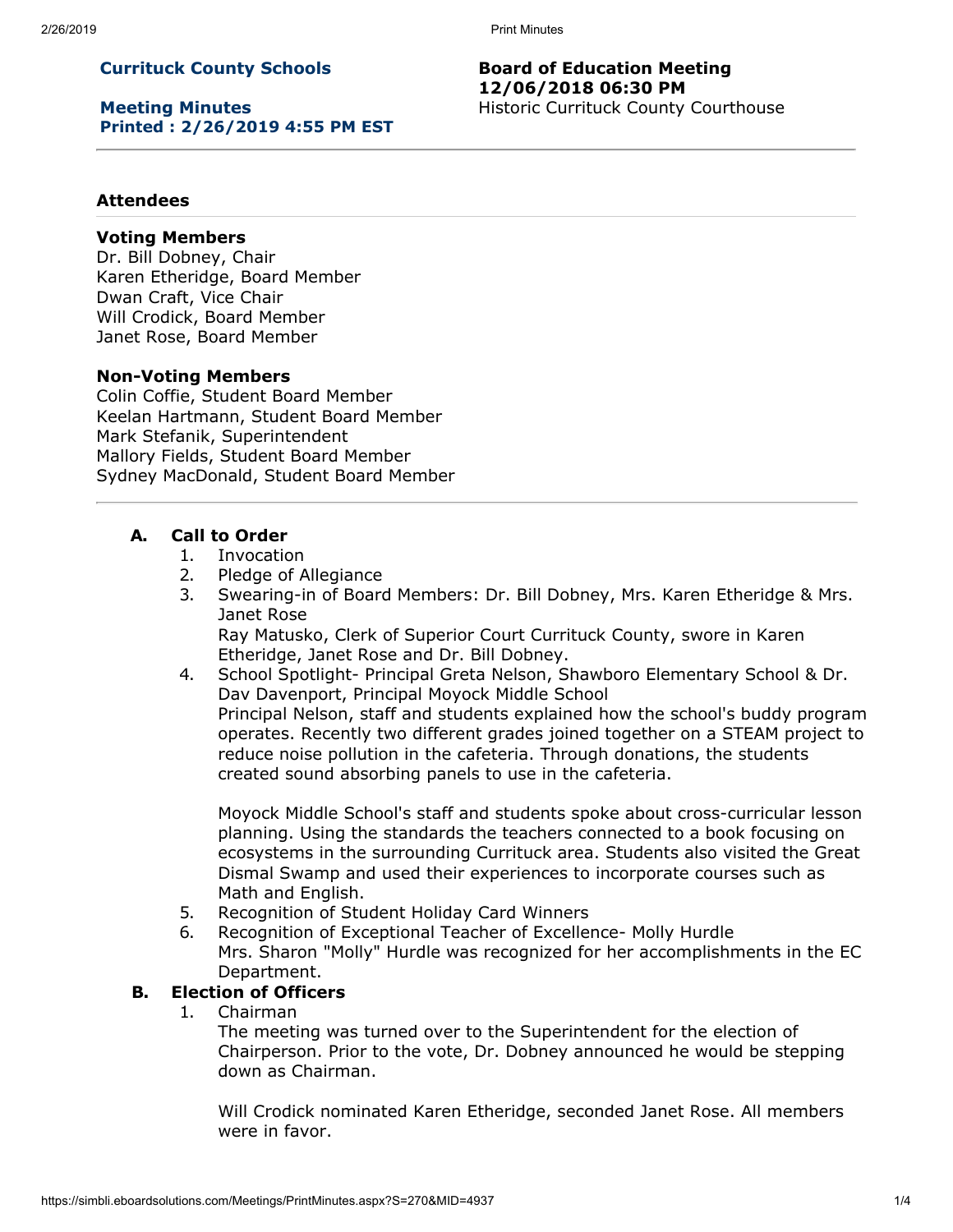**Currituck County Schools**

**Meeting Minutes**
**Printed : 2/26/2019 4:55 PM EST**

**Board of Education Meeting**
**12/06/2018 06:30 PM**
Historic Currituck County Courthouse

---

### Attendees

**Voting Members**
Dr. Bill Dobney, Chair
Karen Etheridge, Board Member
Dwan Craft, Vice Chair
Will Crodick, Board Member
Janet Rose, Board Member

**Non-Voting Members**
Colin Coffie, Student Board Member
Keelan Hartmann, Student Board Member
Mark Stefanik, Superintendent
Mallory Fields, Student Board Member
Sydney MacDonald, Student Board Member

---

**A. Call to Order**

1. Invocation
2. Pledge of Allegiance
3. Swearing-in of Board Members: Dr. Bill Dobney, Mrs. Karen Etheridge & Mrs. Janet Rose
   Ray Matusko, Clerk of Superior Court Currituck County, swore in Karen Etheridge, Janet Rose and Dr. Bill Dobney.
4. School Spotlight- Principal Greta Nelson, Shawboro Elementary School & Dr. Dav Davenport, Principal Moyock Middle School
   Principal Nelson, staff and students explained how the school's buddy program operates. Recently two different grades joined together on a STEAM project to reduce noise pollution in the cafeteria. Through donations, the students created sound absorbing panels to use in the cafeteria.

   Moyock Middle School's staff and students spoke about cross-curricular lesson planning. Using the standards the teachers connected to a book focusing on ecosystems in the surrounding Currituck area. Students also visited the Great Dismal Swamp and used their experiences to incorporate courses such as Math and English.
5. Recognition of Student Holiday Card Winners
6. Recognition of Exceptional Teacher of Excellence- Molly Hurdle
   Mrs. Sharon "Molly" Hurdle was recognized for her accomplishments in the EC Department.

**B. Election of Officers**

1. Chairman
   The meeting was turned over to the Superintendent for the election of Chairperson. Prior to the vote, Dr. Dobney announced he would be stepping down as Chairman.

   Will Crodick nominated Karen Etheridge, seconded Janet Rose. All members were in favor.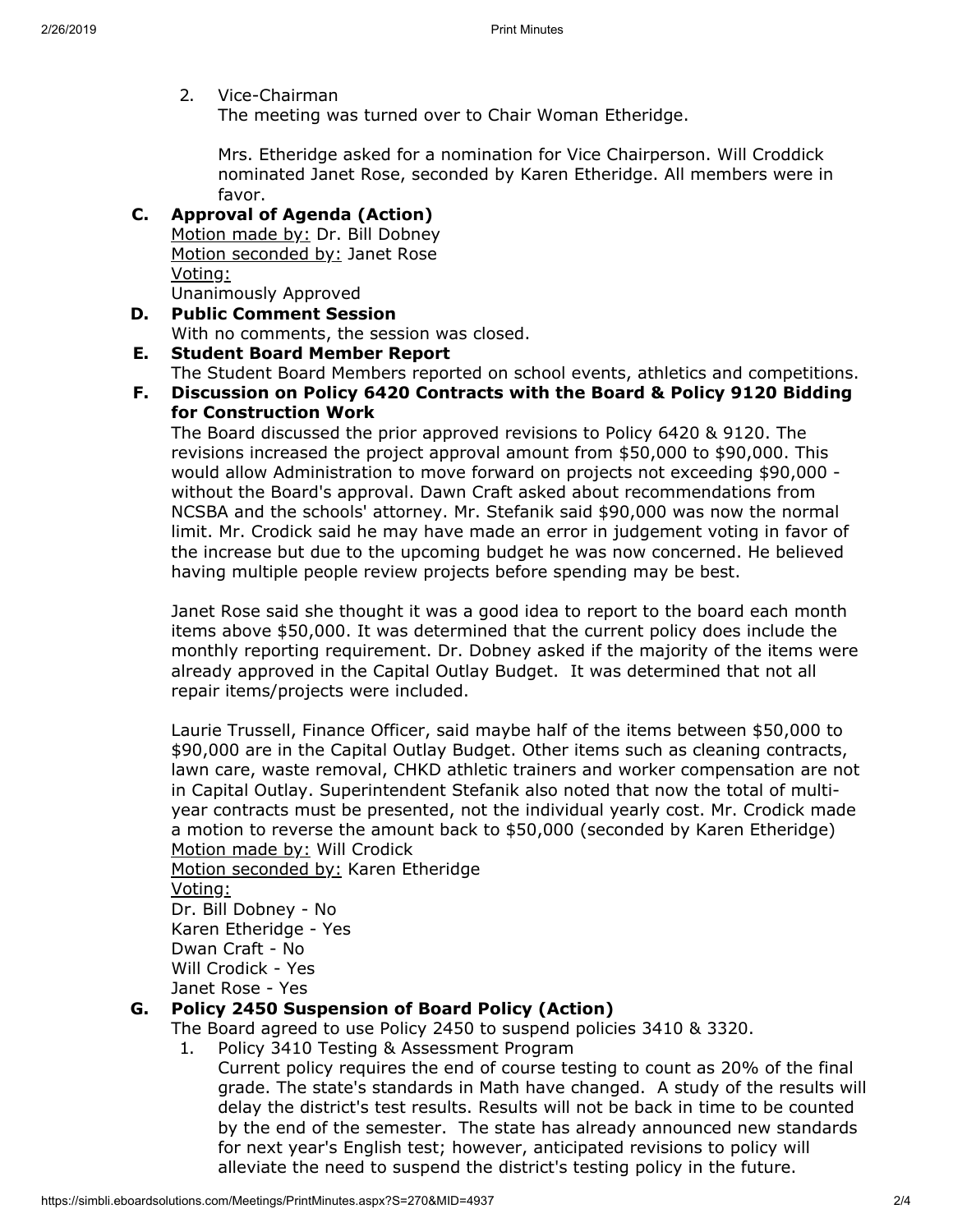2. Vice-Chairman
   The meeting was turned over to Chair Woman Etheridge.

   Mrs. Etheridge asked for a nomination for Vice Chairperson. Will Croddick nominated Janet Rose, seconded by Karen Etheridge. All members were in favor.

**C. Approval of Agenda (Action)**

<u>Motion made by:</u> Dr. Bill Dobney
<u>Motion seconded by:</u> Janet Rose
<u>Voting:</u>
Unanimously Approved

**D. Public Comment Session**

With no comments, the session was closed.

**E. Student Board Member Report**

The Student Board Members reported on school events, athletics and competitions.

**F. Discussion on Policy 6420 Contracts with the Board & Policy 9120 Bidding for Construction Work**

The Board discussed the prior approved revisions to Policy 6420 & 9120. The revisions increased the project approval amount from $50,000 to $90,000. This would allow Administration to move forward on projects not exceeding $90,000 - without the Board's approval. Dawn Craft asked about recommendations from NCSBA and the schools' attorney. Mr. Stefanik said $90,000 was now the normal limit. Mr. Crodick said he may have made an error in judgement voting in favor of the increase but due to the upcoming budget he was now concerned. He believed having multiple people review projects before spending may be best.

Janet Rose said she thought it was a good idea to report to the board each month items above $50,000. It was determined that the current policy does include the monthly reporting requirement. Dr. Dobney asked if the majority of the items were already approved in the Capital Outlay Budget. It was determined that not all repair items/projects were included.

Laurie Trussell, Finance Officer, said maybe half of the items between $50,000 to $90,000 are in the Capital Outlay Budget. Other items such as cleaning contracts, lawn care, waste removal, CHKD athletic trainers and worker compensation are not in Capital Outlay. Superintendent Stefanik also noted that now the total of multi-year contracts must be presented, not the individual yearly cost. Mr. Crodick made a motion to reverse the amount back to $50,000 (seconded by Karen Etheridge)
<u>Motion made by:</u> Will Crodick
<u>Motion seconded by:</u> Karen Etheridge
<u>Voting:</u>
Dr. Bill Dobney - No
Karen Etheridge - Yes
Dwan Craft - No
Will Crodick - Yes
Janet Rose - Yes

**G. Policy 2450 Suspension of Board Policy (Action)**

The Board agreed to use Policy 2450 to suspend policies 3410 & 3320.

1. Policy 3410 Testing & Assessment Program
   Current policy requires the end of course testing to count as 20% of the final grade. The state's standards in Math have changed. A study of the results will delay the district's test results. Results will not be back in time to be counted by the end of the semester. The state has already announced new standards for next year's English test; however, anticipated revisions to policy will alleviate the need to suspend the district's testing policy in the future.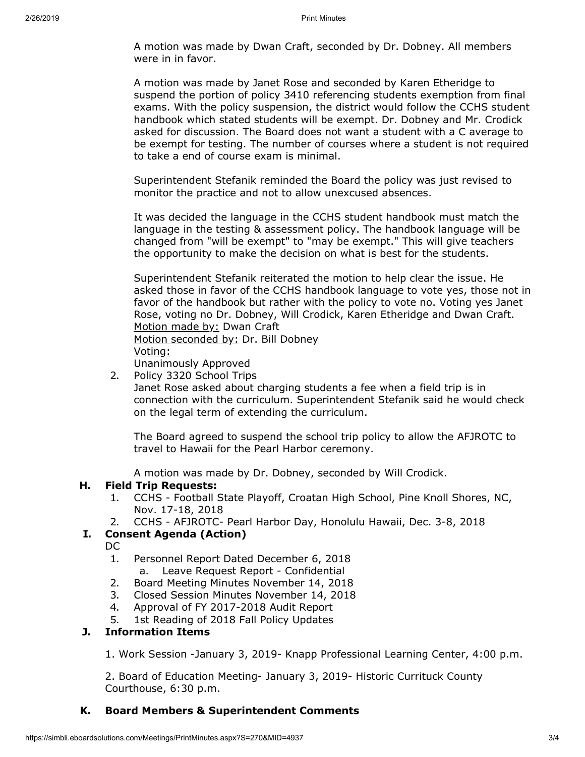A motion was made by Dwan Craft, seconded by Dr. Dobney. All members were in in favor.

A motion was made by Janet Rose and seconded by Karen Etheridge to suspend the portion of policy 3410 referencing students exemption from final exams. With the policy suspension, the district would follow the CCHS student handbook which stated students will be exempt. Dr. Dobney and Mr. Crodick asked for discussion. The Board does not want a student with a C average to be exempt for testing. The number of courses where a student is not required to take a end of course exam is minimal.

Superintendent Stefanik reminded the Board the policy was just revised to monitor the practice and not to allow unexcused absences.

It was decided the language in the CCHS student handbook must match the language in the testing & assessment policy. The handbook language will be changed from "will be exempt" to "may be exempt." This will give teachers the opportunity to make the decision on what is best for the students.

Superintendent Stefanik reiterated the motion to help clear the issue. He asked those in favor of the CCHS handbook language to vote yes, those not in favor of the handbook but rather with the policy to vote no. Voting yes Janet Rose, voting no Dr. Dobney, Will Crodick, Karen Etheridge and Dwan Craft.
Motion made by: Dwan Craft
Motion seconded by: Dr. Bill Dobney
Voting:
Unanimously Approved

2. Policy 3320 School Trips
   Janet Rose asked about charging students a fee when a field trip is in connection with the curriculum. Superintendent Stefanik said he would check on the legal term of extending the curriculum.

   The Board agreed to suspend the school trip policy to allow the AFJROTC to travel to Hawaii for the Pearl Harbor ceremony.

   A motion was made by Dr. Dobney, seconded by Will Crodick.

## H. Field Trip Requests:

1. CCHS - Football State Playoff, Croatan High School, Pine Knoll Shores, NC, Nov. 17-18, 2018
2. CCHS - AFJROTC- Pearl Harbor Day, Honolulu Hawaii, Dec. 3-8, 2018

## I. Consent Agenda (Action)

DC

1. Personnel Report Dated December 6, 2018
   a. Leave Request Report - Confidential
2. Board Meeting Minutes November 14, 2018
3. Closed Session Minutes November 14, 2018
4. Approval of FY 2017-2018 Audit Report
5. 1st Reading of 2018 Fall Policy Updates

## J. Information Items

1. Work Session -January 3, 2019- Knapp Professional Learning Center, 4:00 p.m.

2. Board of Education Meeting- January 3, 2019- Historic Currituck County Courthouse, 6:30 p.m.

## K. Board Members & Superintendent Comments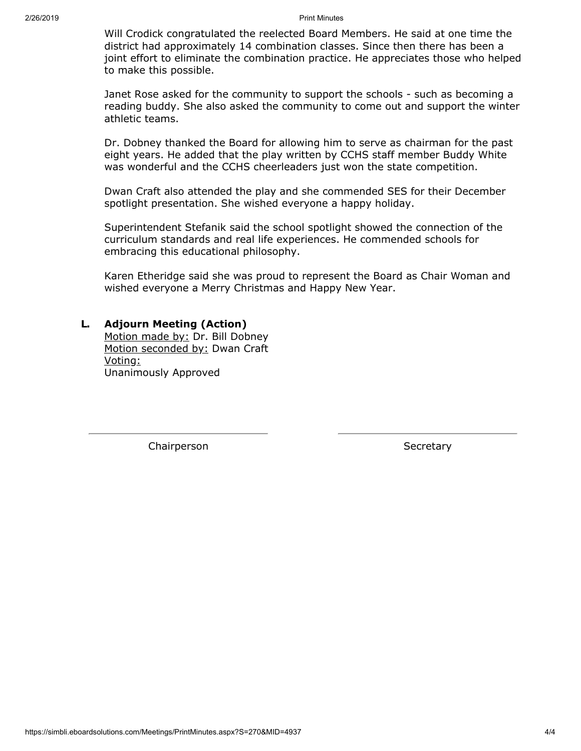Will Crodick congratulated the reelected Board Members. He said at one time the district had approximately 14 combination classes. Since then there has been a joint effort to eliminate the combination practice. He appreciates those who helped to make this possible.

Janet Rose asked for the community to support the schools - such as becoming a reading buddy. She also asked the community to come out and support the winter athletic teams.

Dr. Dobney thanked the Board for allowing him to serve as chairman for the past eight years. He added that the play written by CCHS staff member Buddy White was wonderful and the CCHS cheerleaders just won the state competition.

Dwan Craft also attended the play and she commended SES for their December spotlight presentation. She wished everyone a happy holiday.

Superintendent Stefanik said the school spotlight showed the connection of the curriculum standards and real life experiences. He commended schools for embracing this educational philosophy.

Karen Etheridge said she was proud to represent the Board as Chair Woman and wished everyone a Merry Christmas and Happy New Year.

### L. Adjourn Meeting (Action)

Motion made by: Dr. Bill Dobney
Motion seconded by: Dwan Craft
Voting:
Unanimously Approved

Chairperson

Secretary